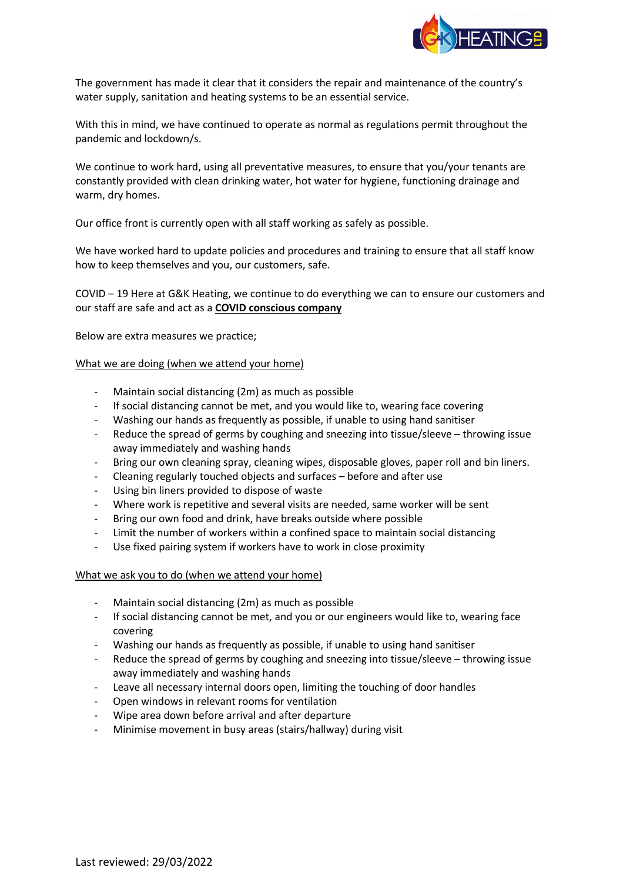The government has made it clear that it considers the repair and maintenance of the country's water supply, sanitation and heating systems to be an essential service.

With this in mind, we have continued to operate as normal as regulations permit throughout the pandemic and lockdown/s.

We continue to work hard, using all preventative measures, to ensure that you/your tenants are constantly provided with clean drinking water, hot water for hygiene, functioning drainage and warm, dry homes.

Our office front is currently open with all staff working as safely as possible.

We have worked hard to update policies and procedures and training to ensure that all staff know how to keep themselves and you, our customers, safe.

COVID – 19 Here at G&K Heating, we continue to do everything we can to ensure our customers and our staff are safe and act as a **COVID conscious company**

Below are extra measures we practice;

What we are doing (when we attend your home)

- Maintain social distancing (2m) as much as possible
- If social distancing cannot be met, and you would like to, wearing face covering
- Washing our hands as frequently as possible, if unable to using hand sanitiser
- Reduce the spread of germs by coughing and sneezing into tissue/sleeve – throwing issue away immediately and washing hands
- Bring our own cleaning spray, cleaning wipes, disposable gloves, paper roll and bin liners.
- Cleaning regularly touched objects and surfaces – before and after use
- Using bin liners provided to dispose of waste
- Where work is repetitive and several visits are needed, same worker will be sent
- Bring our own food and drink, have breaks outside where possible
- Limit the number of workers within a confined space to maintain social distancing
- Use fixed pairing system if workers have to work in close proximity

What we ask you to do (when we attend your home)

- Maintain social distancing (2m) as much as possible
- If social distancing cannot be met, and you or our engineers would like to, wearing face covering
- Washing our hands as frequently as possible, if unable to using hand sanitiser
- Reduce the spread of germs by coughing and sneezing into tissue/sleeve – throwing issue away immediately and washing hands
- Leave all necessary internal doors open, limiting the touching of door handles
- Open windows in relevant rooms for ventilation
- Wipe area down before arrival and after departure
- Minimise movement in busy areas (stairs/hallway) during visit

Last reviewed: 29/03/2022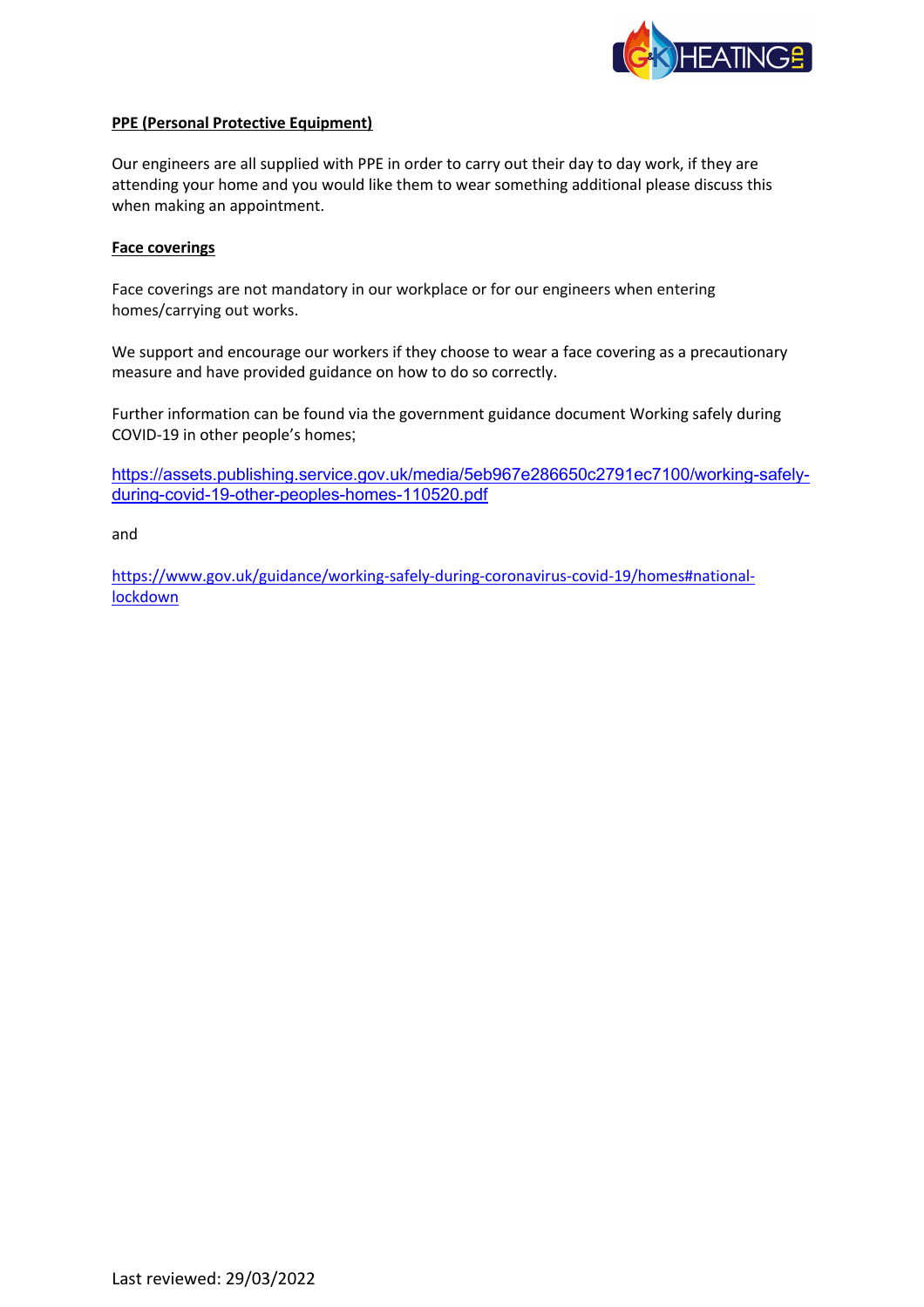**PPE (Personal Protective Equipment)**

Our engineers are all supplied with PPE in order to carry out their day to day work, if they are attending your home and you would like them to wear something additional please discuss this when making an appointment.

**Face coverings**

Face coverings are not mandatory in our workplace or for our engineers when entering homes/carrying out works.

We support and encourage our workers if they choose to wear a face covering as a precautionary measure and have provided guidance on how to do so correctly.

Further information can be found via the government guidance document Working safely during COVID-19 in other people's homes;

https://assets.publishing.service.gov.uk/media/5eb967e286650c2791ec7100/working-safely-during-covid-19-other-peoples-homes-110520.pdf

and

https://www.gov.uk/guidance/working-safely-during-coronavirus-covid-19/homes#national-lockdown

Last reviewed: 29/03/2022